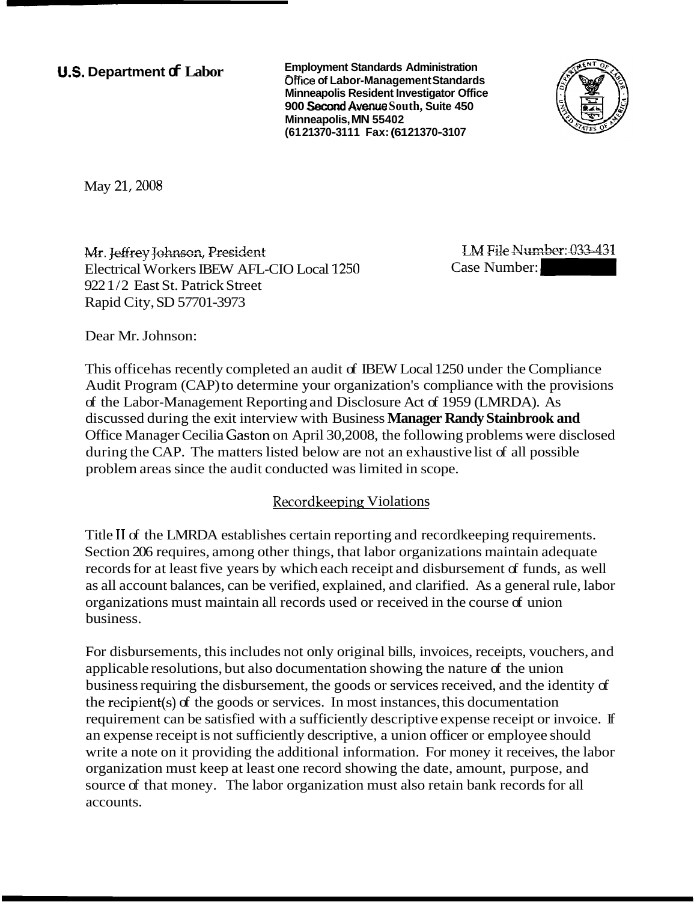**U.S. Department of Labor**

**Employment Standards Administration**
**Office of Labor-Management Standards**
**Minneapolis Resident Investigator Office**
**900 Second Avenue South, Suite 450**
**Minneapolis, MN 55402**
**(612)370-3111 Fax: (612)370-3107**

May 21, 2008

Mr. Jeffrey Johnson, President
Electrical Workers IBEW AFL-CIO Local 1250
922 1/2 East St. Patrick Street
Rapid City, SD 57701-3973

LM File Number: 033-431
Case Number:

Dear Mr. Johnson:

This office has recently completed an audit of IBEW Local 1250 under the Compliance Audit Program (CAP) to determine your organization's compliance with the provisions of the Labor-Management Reporting and Disclosure Act of 1959 (LMRDA). As discussed during the exit interview with Business Manager Randy Stainbrook and Office Manager Cecilia Gaston on April 30, 2008, the following problems were disclosed during the CAP. The matters listed below are not an exhaustive list of all possible problem areas since the audit conducted was limited in scope.

## Recordkeeping Violations

Title II of the LMRDA establishes certain reporting and recordkeeping requirements. Section 206 requires, among other things, that labor organizations maintain adequate records for at least five years by which each receipt and disbursement of funds, as well as all account balances, can be verified, explained, and clarified. As a general rule, labor organizations must maintain all records used or received in the course of union business.

For disbursements, this includes not only original bills, invoices, receipts, vouchers, and applicable resolutions, but also documentation showing the nature of the union business requiring the disbursement, the goods or services received, and the identity of the recipient(s) of the goods or services. In most instances, this documentation requirement can be satisfied with a sufficiently descriptive expense receipt or invoice. If an expense receipt is not sufficiently descriptive, a union officer or employee should write a note on it providing the additional information. For money it receives, the labor organization must keep at least one record showing the date, amount, purpose, and source of that money. The labor organization must also retain bank records for all accounts.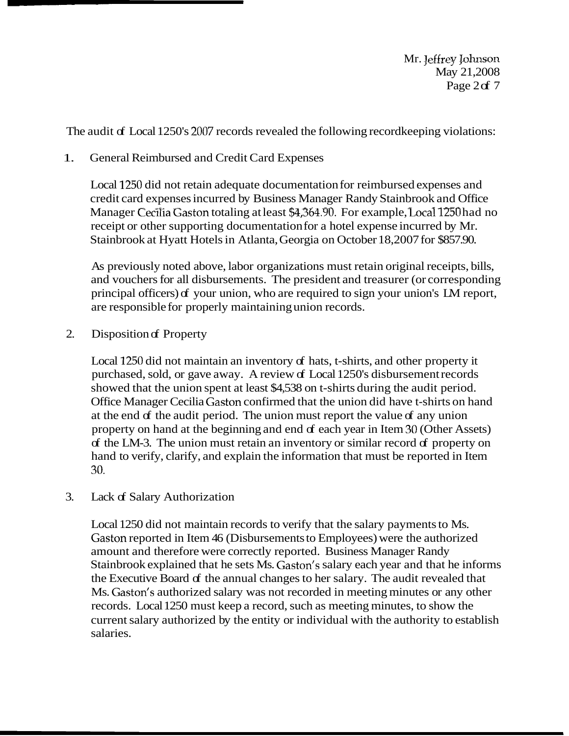The audit of Local 1250's 2007 records revealed the following recordkeeping violations:

1. General Reimbursed and Credit Card Expenses

   Local 1250 did not retain adequate documentation for reimbursed expenses and credit card expenses incurred by Business Manager Randy Stainbrook and Office Manager Cecilia Gaston totaling at least $4,364.90. For example, Local 1250 had no receipt or other supporting documentation for a hotel expense incurred by Mr. Stainbrook at Hyatt Hotels in Atlanta, Georgia on October 18, 2007 for $857.90.

   As previously noted above, labor organizations must retain original receipts, bills, and vouchers for all disbursements. The president and treasurer (or corresponding principal officers) of your union, who are required to sign your union's LM report, are responsible for properly maintaining union records.

2. Disposition of Property

   Local 1250 did not maintain an inventory of hats, t-shirts, and other property it purchased, sold, or gave away. A review of Local 1250's disbursement records showed that the union spent at least $4,538 on t-shirts during the audit period. Office Manager Cecilia Gaston confirmed that the union did have t-shirts on hand at the end of the audit period. The union must report the value of any union property on hand at the beginning and end of each year in Item 30 (Other Assets) of the LM-3. The union must retain an inventory or similar record of property on hand to verify, clarify, and explain the information that must be reported in Item 30.

3. Lack of Salary Authorization

   Local 1250 did not maintain records to verify that the salary payments to Ms. Gaston reported in Item 46 (Disbursements to Employees) were the authorized amount and therefore were correctly reported. Business Manager Randy Stainbrook explained that he sets Ms. Gaston's salary each year and that he informs the Executive Board of the annual changes to her salary. The audit revealed that Ms. Gaston's authorized salary was not recorded in meeting minutes or any other records. Local 1250 must keep a record, such as meeting minutes, to show the current salary authorized by the entity or individual with the authority to establish salaries.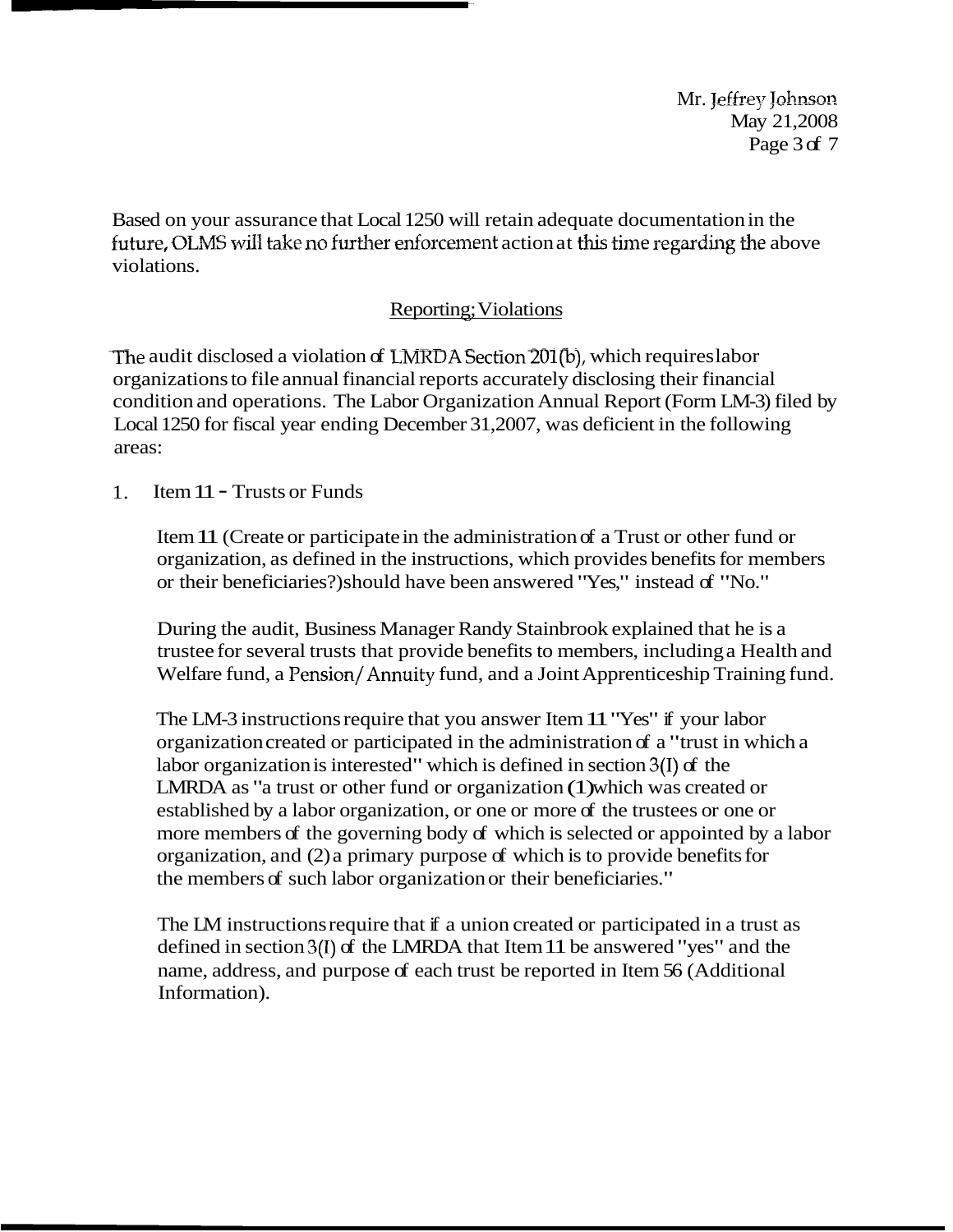Based on your assurance that Local 1250 will retain adequate documentation in the future, OLMS will take no further enforcement action at this time regarding the above violations.

## Reporting; Violations

The audit disclosed a violation of LMRDA Section 201(b), which requires labor organizations to file annual financial reports accurately disclosing their financial condition and operations. The Labor Organization Annual Report (Form LM-3) filed by Local 1250 for fiscal year ending December 31,2007, was deficient in the following areas:

1. Item 11 - Trusts or Funds

   Item 11 (Create or participate in the administration of a Trust or other fund or organization, as defined in the instructions, which provides benefits for members or their beneficiaries?) should have been answered "Yes," instead of "No."

   During the audit, Business Manager Randy Stainbrook explained that he is a trustee for several trusts that provide benefits to members, including a Health and Welfare fund, a Pension/Annuity fund, and a Joint Apprenticeship Training fund.

   The LM-3 instructions require that you answer Item 11 "Yes" if your labor organization created or participated in the administration of a "trust in which a labor organization is interested" which is defined in section 3(I) of the LMRDA as "a trust or other fund or organization (1) which was created or established by a labor organization, or one or more of the trustees or one or more members of the governing body of which is selected or appointed by a labor organization, and (2) a primary purpose of which is to provide benefits for the members of such labor organization or their beneficiaries."

   The LM instructions require that if a union created or participated in a trust as defined in section 3(I) of the LMRDA that Item 11 be answered "yes" and the name, address, and purpose of each trust be reported in Item 56 (Additional Information).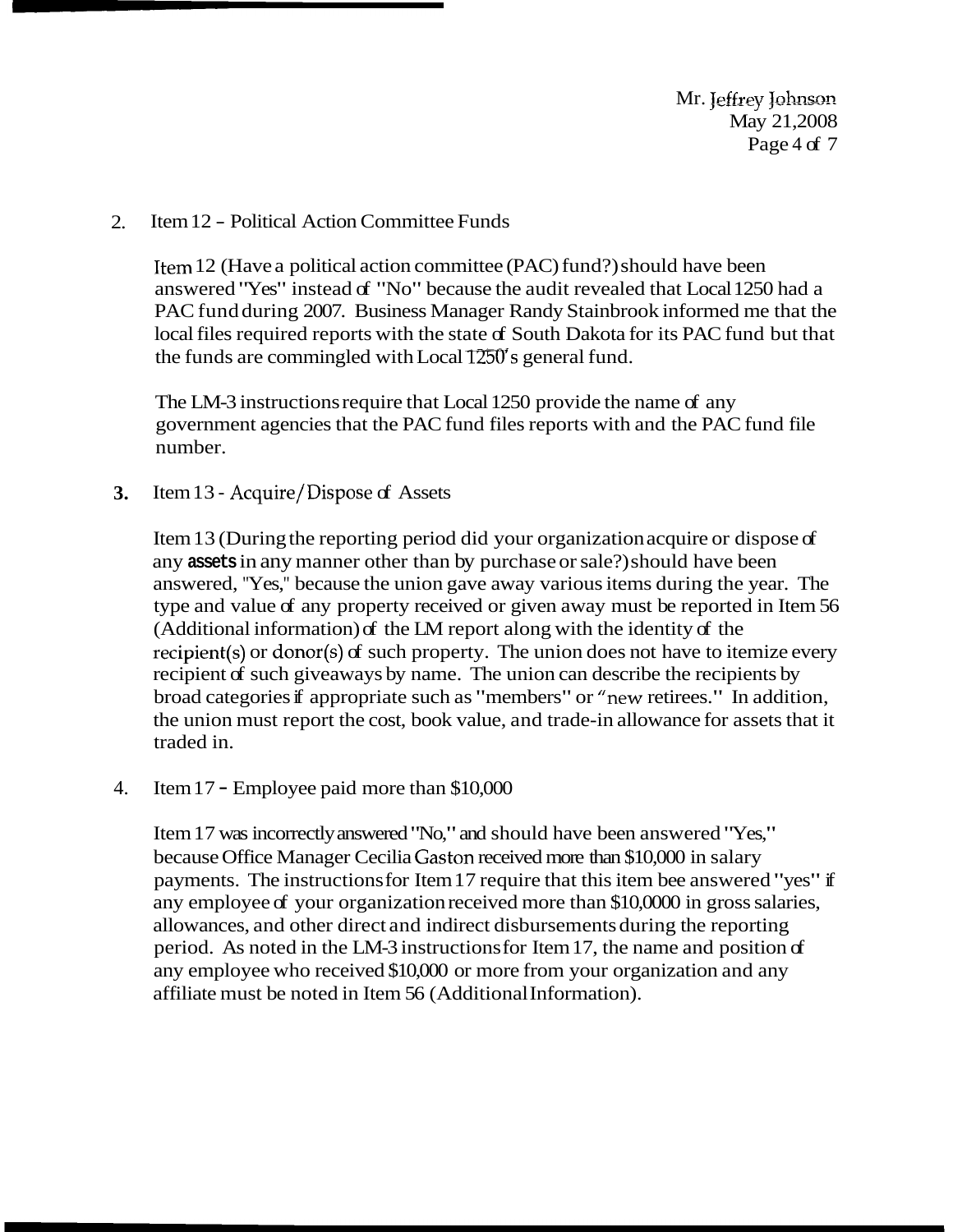2. Item 12 - Political Action Committee Funds

   Item 12 (Have a political action committee (PAC) fund?) should have been answered "Yes" instead of "No" because the audit revealed that Local 1250 had a PAC fund during 2007. Business Manager Randy Stainbrook informed me that the local files required reports with the state of South Dakota for its PAC fund but that the funds are commingled with Local 1250's general fund.

   The LM-3 instructions require that Local 1250 provide the name of any government agencies that the PAC fund files reports with and the PAC fund file number.

3. Item 13 - Acquire/Dispose of Assets

   Item 13 (During the reporting period did your organization acquire or dispose of any **assets** in any manner other than by purchase or sale?) should have been answered, "Yes," because the union gave away various items during the year. The type and value of any property received or given away must be reported in Item 56 (Additional information) of the LM report along with the identity of the recipient(s) or donor(s) of such property. The union does not have to itemize every recipient of such giveaways by name. The union can describe the recipients by broad categories if appropriate such as "members" or "new retirees." In addition, the union must report the cost, book value, and trade-in allowance for assets that it traded in.

4. Item 17 - Employee paid more than $10,000

   Item 17 was incorrectly answered "No," and should have been answered "Yes," because Office Manager Cecilia Gaston received more than $10,000 in salary payments. The instructions for Item 17 require that this item bee answered "yes" if any employee of your organization received more than $10,0000 in gross salaries, allowances, and other direct and indirect disbursements during the reporting period. As noted in the LM-3 instructions for Item 17, the name and position of any employee who received $10,000 or more from your organization and any affiliate must be noted in Item 56 (Additional Information).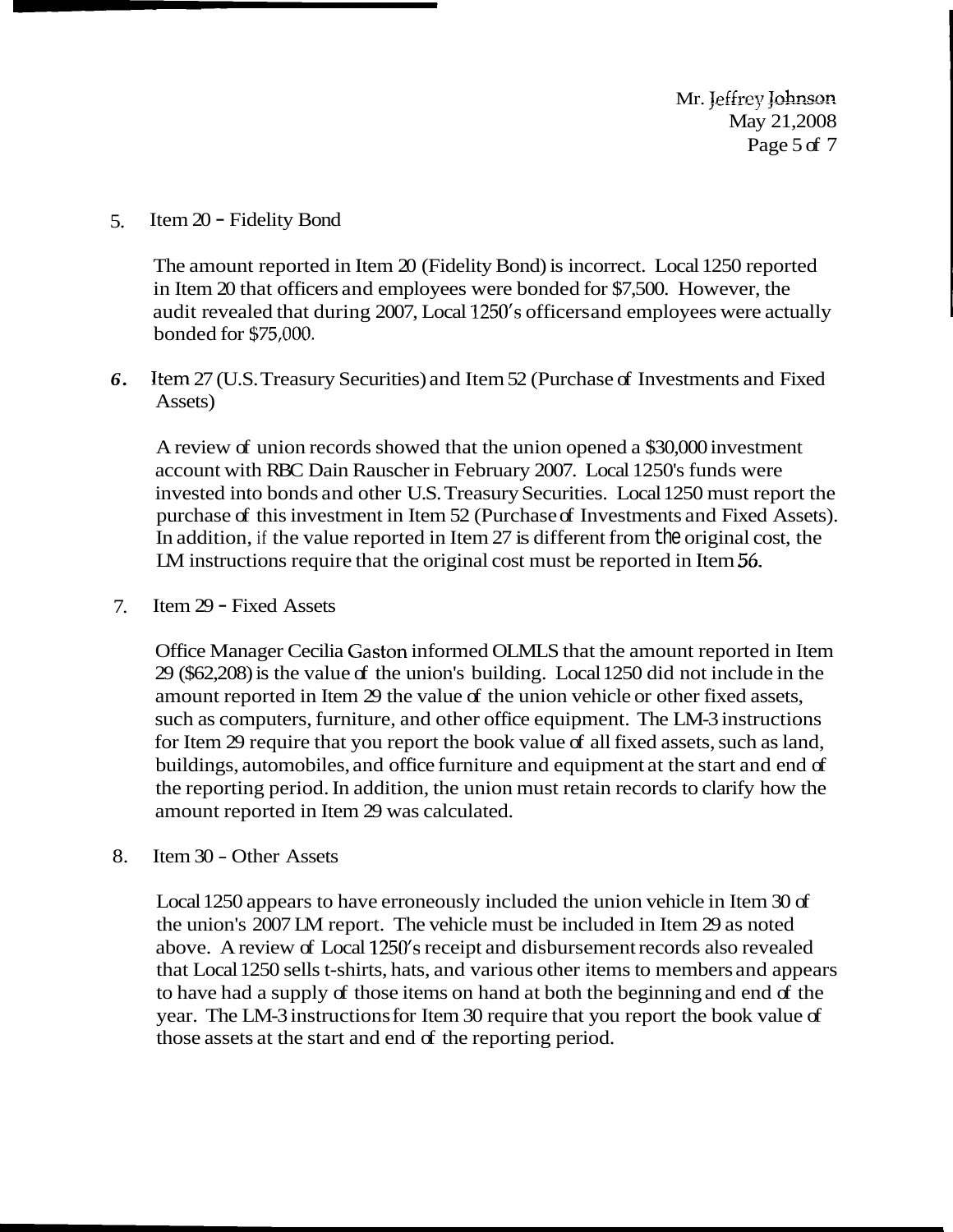5. Item 20 - Fidelity Bond

   The amount reported in Item 20 (Fidelity Bond) is incorrect. Local 1250 reported in Item 20 that officers and employees were bonded for $7,500. However, the audit revealed that during 2007, Local 1250's officers and employees were actually bonded for $75,000.

6. Item 27 (U.S. Treasury Securities) and Item 52 (Purchase of Investments and Fixed Assets)

   A review of union records showed that the union opened a $30,000 investment account with RBC Dain Rauscher in February 2007. Local 1250's funds were invested into bonds and other U.S. Treasury Securities. Local 1250 must report the purchase of this investment in Item 52 (Purchase of Investments and Fixed Assets). In addition, if the value reported in Item 27 is different from the original cost, the LM instructions require that the original cost must be reported in Item 56.

7. Item 29 - Fixed Assets

   Office Manager Cecilia Gaston informed OLMLS that the amount reported in Item 29 ($62,208) is the value of the union's building. Local 1250 did not include in the amount reported in Item 29 the value of the union vehicle or other fixed assets, such as computers, furniture, and other office equipment. The LM-3 instructions for Item 29 require that you report the book value of all fixed assets, such as land, buildings, automobiles, and office furniture and equipment at the start and end of the reporting period. In addition, the union must retain records to clarify how the amount reported in Item 29 was calculated.

8. Item 30 - Other Assets

   Local 1250 appears to have erroneously included the union vehicle in Item 30 of the union's 2007 LM report. The vehicle must be included in Item 29 as noted above. A review of Local 1250's receipt and disbursement records also revealed that Local 1250 sells t-shirts, hats, and various other items to members and appears to have had a supply of those items on hand at both the beginning and end of the year. The LM-3 instructions for Item 30 require that you report the book value of those assets at the start and end of the reporting period.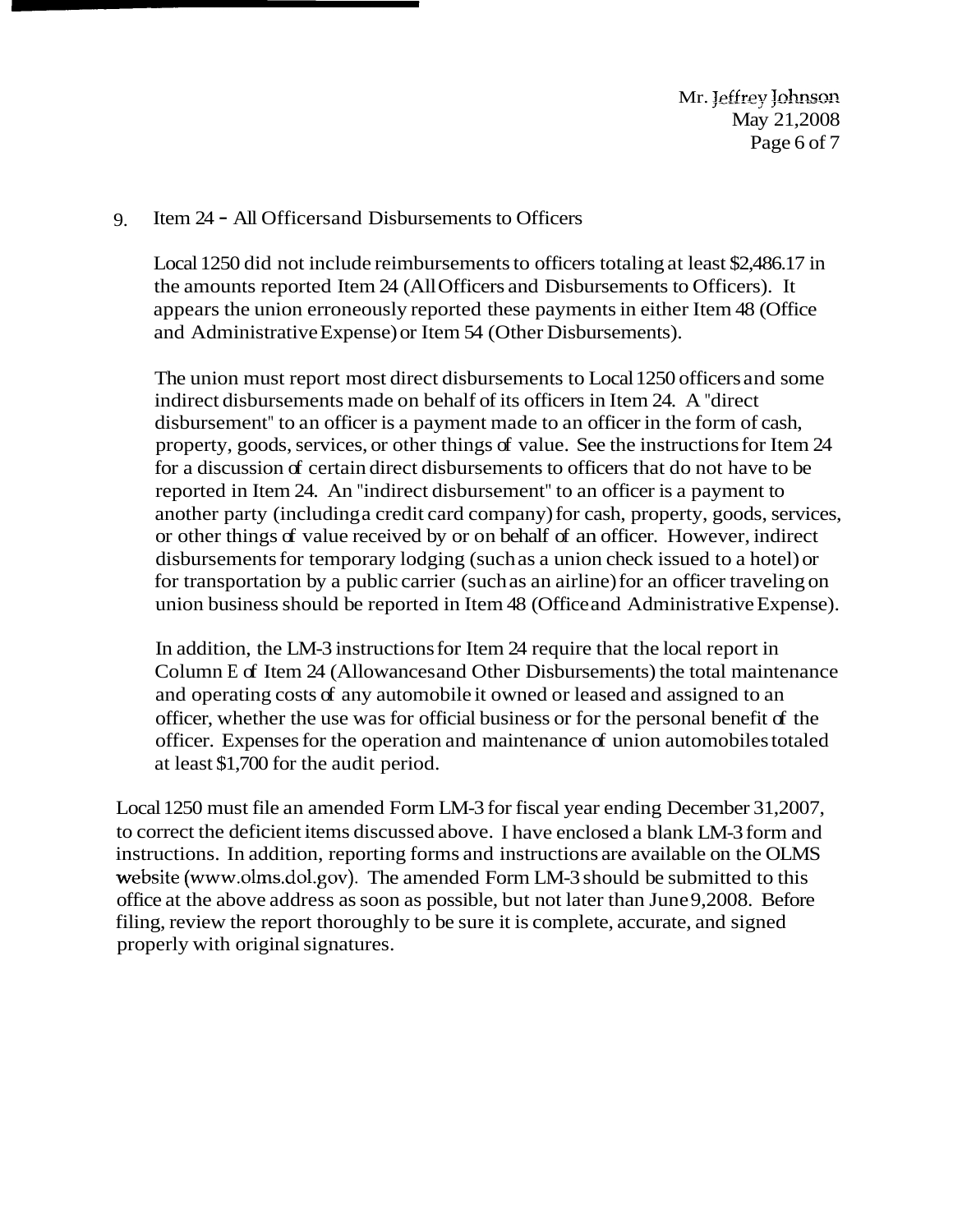9. Item 24 - All Officers and Disbursements to Officers

Local 1250 did not include reimbursements to officers totaling at least $2,486.17 in the amounts reported Item 24 (All Officers and Disbursements to Officers). It appears the union erroneously reported these payments in either Item 48 (Office and Administrative Expense) or Item 54 (Other Disbursements).

The union must report most direct disbursements to Local 1250 officers and some indirect disbursements made on behalf of its officers in Item 24. A "direct disbursement" to an officer is a payment made to an officer in the form of cash, property, goods, services, or other things of value. See the instructions for Item 24 for a discussion of certain direct disbursements to officers that do not have to be reported in Item 24. An "indirect disbursement" to an officer is a payment to another party (including a credit card company) for cash, property, goods, services, or other things of value received by or on behalf of an officer. However, indirect disbursements for temporary lodging (such as a union check issued to a hotel) or for transportation by a public carrier (such as an airline) for an officer traveling on union business should be reported in Item 48 (Office and Administrative Expense).

In addition, the LM-3 instructions for Item 24 require that the local report in Column E of Item 24 (Allowances and Other Disbursements) the total maintenance and operating costs of any automobile it owned or leased and assigned to an officer, whether the use was for official business or for the personal benefit of the officer. Expenses for the operation and maintenance of union automobiles totaled at least $1,700 for the audit period.

Local 1250 must file an amended Form LM-3 for fiscal year ending December 31, 2007, to correct the deficient items discussed above. I have enclosed a blank LM-3 form and instructions. In addition, reporting forms and instructions are available on the OLMS website (www.olms.dol.gov). The amended Form LM-3 should be submitted to this office at the above address as soon as possible, but not later than June 9, 2008. Before filing, review the report thoroughly to be sure it is complete, accurate, and signed properly with original signatures.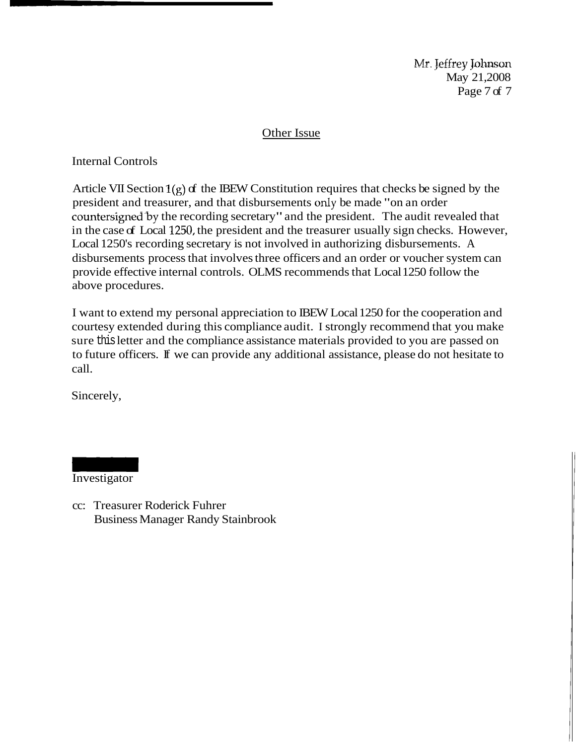## Other Issue

Internal Controls

Article VII Section 1(g) of the IBEW Constitution requires that checks be signed by the president and treasurer, and that disbursements only be made "on an order countersigned by the recording secretary" and the president. The audit revealed that in the case of Local 1250, the president and the treasurer usually sign checks. However, Local 1250's recording secretary is not involved in authorizing disbursements. A disbursements process that involves three officers and an order or voucher system can provide effective internal controls. OLMS recommends that Local 1250 follow the above procedures.

I want to extend my personal appreciation to IBEW Local 1250 for the cooperation and courtesy extended during this compliance audit. I strongly recommend that you make sure this letter and the compliance assistance materials provided to you are passed on to future officers. If we can provide any additional assistance, please do not hesitate to call.

Sincerely,

Investigator

cc: Treasurer Roderick Fuhrer
Business Manager Randy Stainbrook